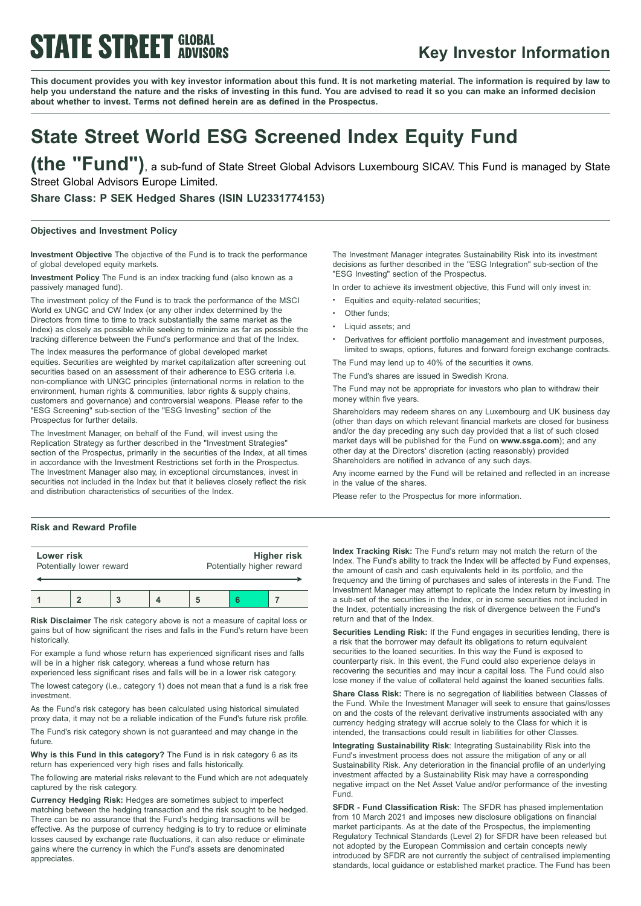# Key Investor Information

**This document provides you with key investor information about this fund. It is not marketing material. The information is required by law to help you understand the nature and the risks of investing in this fund. You are advised to read it so you can make an informed decision about whether to invest. Terms not defined herein are as defined in the Prospectus.**

# State Street World ESG Screened Index Equity Fund

**(the "Fund")**, a sub-fund of State Street Global Advisors Luxembourg SICAV. This Fund is managed by State Street Global Advisors Europe Limited.

**Share Class: P SEK Hedged Shares (ISIN LU2331774153)**

## Objectives and Investment Policy

**Investment Objective** The objective of the Fund is to track the performance of global developed equity markets.

**Investment Policy** The Fund is an index tracking fund (also known as a passively managed fund).

The investment policy of the Fund is to track the performance of the MSCI World ex UNGC and CW Index (or any other index determined by the Directors from time to time to track substantially the same market as the Index) as closely as possible while seeking to minimize as far as possible the tracking difference between the Fund's performance and that of the Index.

The Index measures the performance of global developed market equities. Securities are weighted by market capitalization after screening out securities based on an assessment of their adherence to ESG criteria i.e. non-compliance with UNGC principles (international norms in relation to the environment, human rights & communities, labor rights & supply chains, customers and governance) and controversial weapons. Please refer to the "ESG Screening" sub-section of the "ESG Investing" section of the Prospectus for further details.

The Investment Manager, on behalf of the Fund, will invest using the Replication Strategy as further described in the "Investment Strategies" section of the Prospectus, primarily in the securities of the Index, at all times in accordance with the Investment Restrictions set forth in the Prospectus. The Investment Manager also may, in exceptional circumstances, invest in securities not included in the Index but that it believes closely reflect the risk and distribution characteristics of securities of the Index.

The Investment Manager integrates Sustainability Risk into its investment decisions as further described in the "ESG Integration" sub-section of the "ESG Investing" section of the Prospectus.

In order to achieve its investment objective, this Fund will only invest in:

- Equities and equity-related securities;
- Other funds;
- Liquid assets; and
- Derivatives for efficient portfolio management and investment purposes, limited to swaps, options, futures and forward foreign exchange contracts.

The Fund may lend up to 40% of the securities it owns.

The Fund's shares are issued in Swedish Krona.

The Fund may not be appropriate for investors who plan to withdraw their money within five years.

Shareholders may redeem shares on any Luxembourg and UK business day (other than days on which relevant financial markets are closed for business and/or the day preceding any such day provided that a list of such closed market days will be published for the Fund on **www.ssga.com**); and any other day at the Directors' discretion (acting reasonably) provided Shareholders are notified in advance of any such days.

Any income earned by the Fund will be retained and reflected in an increase in the value of the shares.

Please refer to the Prospectus for more information.

## Risk and Reward Profile

| **Lower risk** Potentially lower reward | | | | | | **Higher risk** Potentially higher reward |
|---|---|---|---|---|---|---|
| 1 | 2 | 3 | 4 | 5 | **6** | 7 |

**Risk Disclaimer** The risk category above is not a measure of capital loss or gains but of how significant the rises and falls in the Fund's return have been historically.

For example a fund whose return has experienced significant rises and falls will be in a higher risk category, whereas a fund whose return has experienced less significant rises and falls will be in a lower risk category.

The lowest category (i.e., category 1) does not mean that a fund is a risk free investment.

As the Fund's risk category has been calculated using historical simulated proxy data, it may not be a reliable indication of the Fund's future risk profile.

The Fund's risk category shown is not guaranteed and may change in the future.

**Why is this Fund in this category?** The Fund is in risk category 6 as its return has experienced very high rises and falls historically.

The following are material risks relevant to the Fund which are not adequately captured by the risk category.

**Currency Hedging Risk:** Hedges are sometimes subject to imperfect matching between the hedging transaction and the risk sought to be hedged. There can be no assurance that the Fund's hedging transactions will be effective. As the purpose of currency hedging is to try to reduce or eliminate losses caused by exchange rate fluctuations, it can also reduce or eliminate gains where the currency in which the Fund's assets are denominated appreciates.

**Index Tracking Risk:** The Fund's return may not match the return of the Index. The Fund's ability to track the Index will be affected by Fund expenses, the amount of cash and cash equivalents held in its portfolio, and the frequency and the timing of purchases and sales of interests in the Fund. The Investment Manager may attempt to replicate the Index return by investing in a sub-set of the securities in the Index, or in some securities not included in the Index, potentially increasing the risk of divergence between the Fund's return and that of the Index.

**Securities Lending Risk:** If the Fund engages in securities lending, there is a risk that the borrower may default its obligations to return equivalent securities to the loaned securities. In this way the Fund is exposed to counterparty risk. In this event, the Fund could also experience delays in recovering the securities and may incur a capital loss. The Fund could also lose money if the value of collateral held against the loaned securities falls.

**Share Class Risk:** There is no segregation of liabilities between Classes of the Fund. While the Investment Manager will seek to ensure that gains/losses on and the costs of the relevant derivative instruments associated with any currency hedging strategy will accrue solely to the Class for which it is intended, the transactions could result in liabilities for other Classes.

**Integrating Sustainability Risk**: Integrating Sustainability Risk into the Fund's investment process does not assure the mitigation of any or all Sustainability Risk. Any deterioration in the financial profile of an underlying investment affected by a Sustainability Risk may have a corresponding negative impact on the Net Asset Value and/or performance of the investing Fund.

**SFDR - Fund Classification Risk:** The SFDR has phased implementation from 10 March 2021 and imposes new disclosure obligations on financial market participants. As at the date of the Prospectus, the implementing Regulatory Technical Standards (Level 2) for SFDR have been released but not adopted by the European Commission and certain concepts newly introduced by SFDR are not currently the subject of centralised implementing standards, local guidance or established market practice. The Fund has been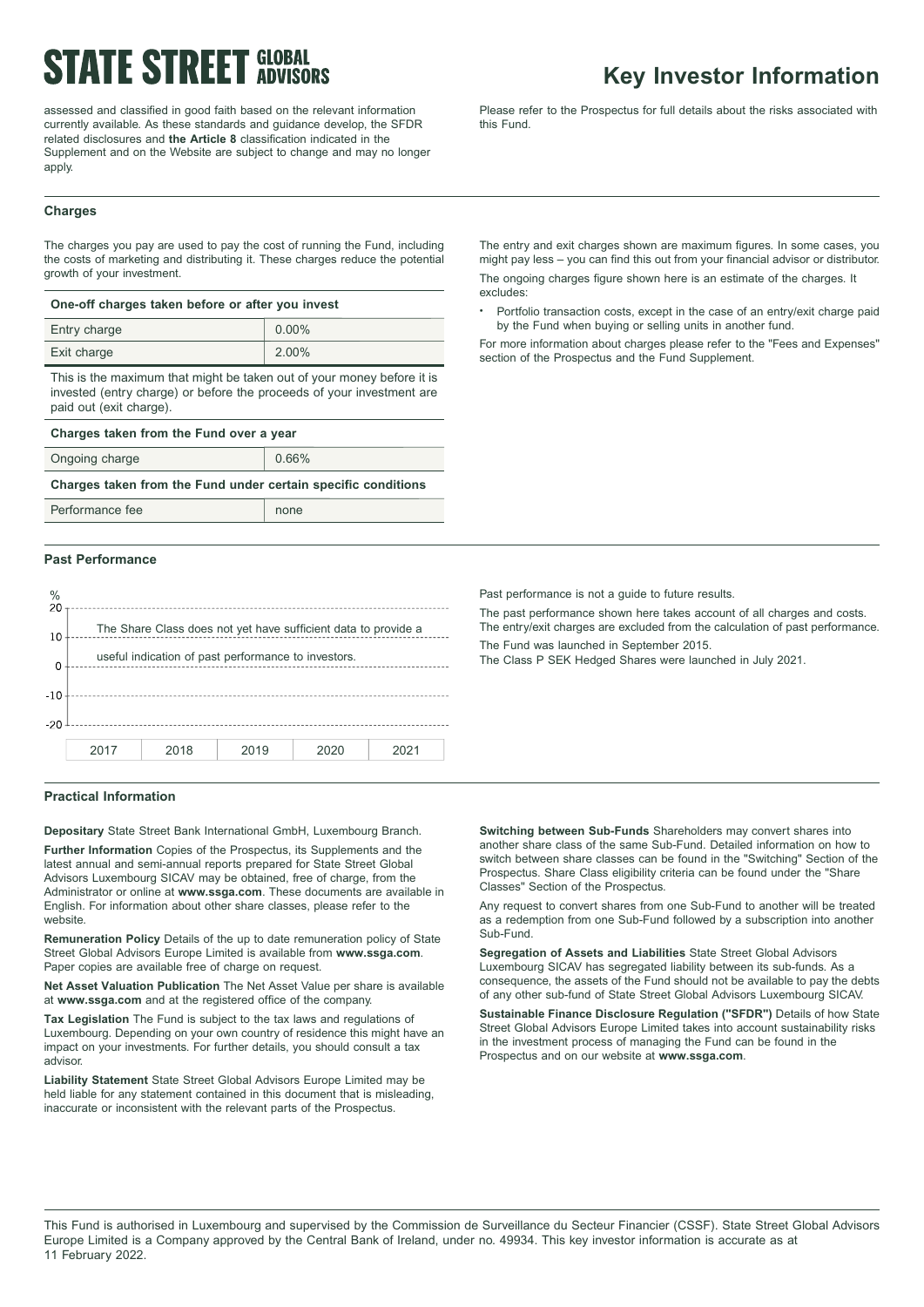assessed and classified in good faith based on the relevant information currently available. As these standards and guidance develop, the SFDR related disclosures and **the Article 8** classification indicated in the Supplement and on the Website are subject to change and may no longer apply.

Please refer to the Prospectus for full details about the risks associated with this Fund.

## Charges

The charges you pay are used to pay the cost of running the Fund, including the costs of marketing and distributing it. These charges reduce the potential growth of your investment.

| **One-off charges taken before or after you invest** | |
|---|---|
| Entry charge | 0.00% |
| Exit charge | 2.00% |

This is the maximum that might be taken out of your money before it is invested (entry charge) or before the proceeds of your investment are paid out (exit charge).

| **Charges taken from the Fund over a year** | |
|---|---|
| Ongoing charge | 0.66% |

| **Charges taken from the Fund under certain specific conditions** | |
|---|---|
| Performance fee | none |

The entry and exit charges shown are maximum figures. In some cases, you might pay less – you can find this out from your financial advisor or distributor.

The ongoing charges figure shown here is an estimate of the charges. It excludes:

- Portfolio transaction costs, except in the case of an entry/exit charge paid by the Fund when buying or selling units in another fund.

For more information about charges please refer to the "Fees and Expenses" section of the Prospectus and the Fund Supplement.

## Past Performance

%
20
10
0
-10
-20

The Share Class does not yet have sufficient data to provide a useful indication of past performance to investors.

2017 2018 2019 2020 2021

Past performance is not a guide to future results.

The past performance shown here takes account of all charges and costs. The entry/exit charges are excluded from the calculation of past performance.

The Fund was launched in September 2015.

The Class P SEK Hedged Shares were launched in July 2021.

## Practical Information

**Depositary** State Street Bank International GmbH, Luxembourg Branch.

**Further Information** Copies of the Prospectus, its Supplements and the latest annual and semi-annual reports prepared for State Street Global Advisors Luxembourg SICAV may be obtained, free of charge, from the Administrator or online at **www.ssga.com**. These documents are available in English. For information about other share classes, please refer to the website.

**Remuneration Policy** Details of the up to date remuneration policy of State Street Global Advisors Europe Limited is available from **www.ssga.com**. Paper copies are available free of charge on request.

**Net Asset Valuation Publication** The Net Asset Value per share is available at **www.ssga.com** and at the registered office of the company.

**Tax Legislation** The Fund is subject to the tax laws and regulations of Luxembourg. Depending on your own country of residence this might have an impact on your investments. For further details, you should consult a tax advisor.

**Liability Statement** State Street Global Advisors Europe Limited may be held liable for any statement contained in this document that is misleading, inaccurate or inconsistent with the relevant parts of the Prospectus.

**Switching between Sub-Funds** Shareholders may convert shares into another share class of the same Sub-Fund. Detailed information on how to switch between share classes can be found in the "Switching" Section of the Prospectus. Share Class eligibility criteria can be found under the "Share Classes" Section of the Prospectus.

Any request to convert shares from one Sub-Fund to another will be treated as a redemption from one Sub-Fund followed by a subscription into another Sub-Fund.

**Segregation of Assets and Liabilities** State Street Global Advisors Luxembourg SICAV has segregated liability between its sub-funds. As a consequence, the assets of the Fund should not be available to pay the debts of any other sub-fund of State Street Global Advisors Luxembourg SICAV.

**Sustainable Finance Disclosure Regulation ("SFDR")** Details of how State Street Global Advisors Europe Limited takes into account sustainability risks in the investment process of managing the Fund can be found in the Prospectus and on our website at **www.ssga.com**.

This Fund is authorised in Luxembourg and supervised by the Commission de Surveillance du Secteur Financier (CSSF). State Street Global Advisors Europe Limited is a Company approved by the Central Bank of Ireland, under no. 49934. This key investor information is accurate as at 11 February 2022.